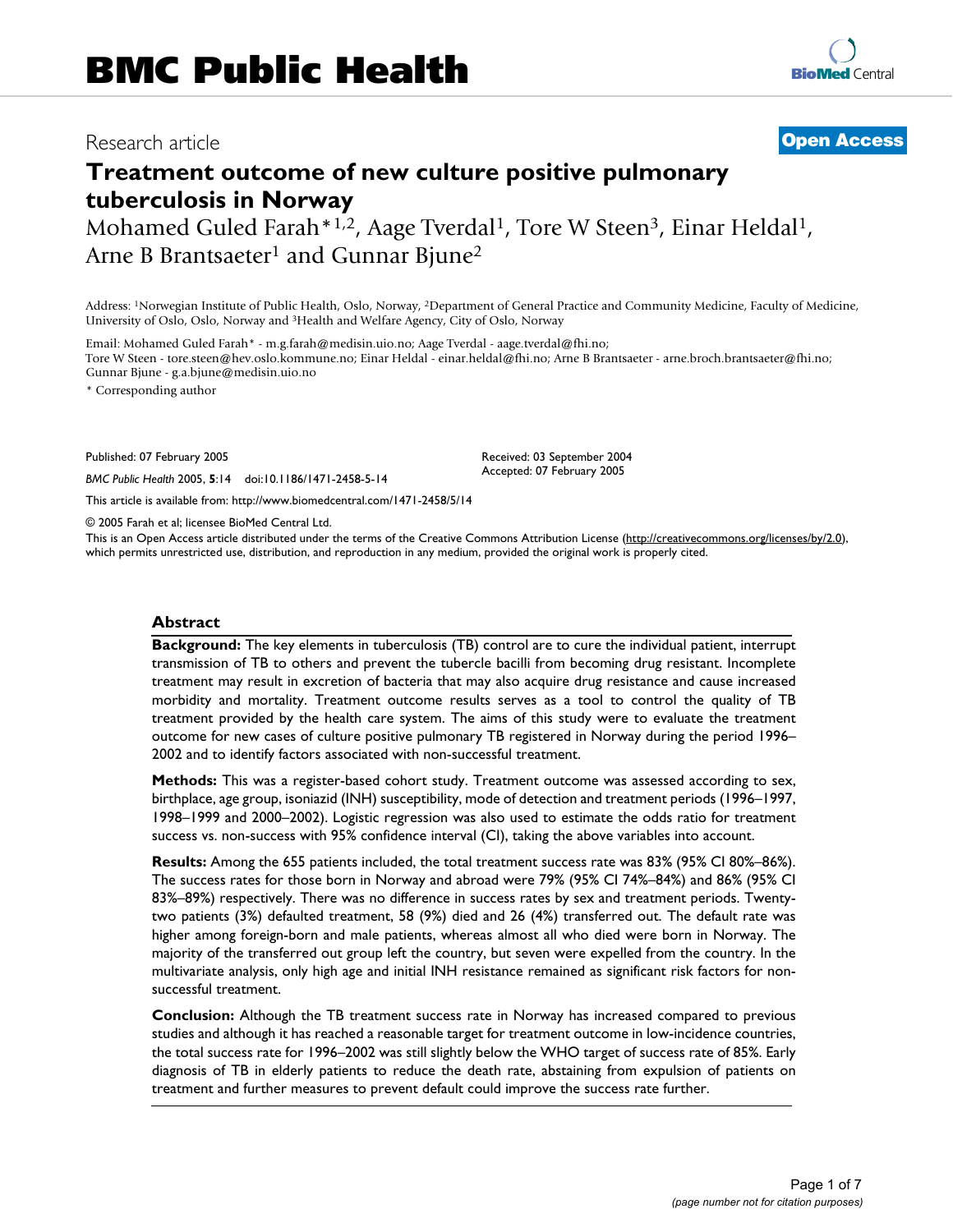# BMC Public Health

Research article

**Open Access**

# Treatment outcome of new culture positive pulmonary tuberculosis in Norway

Mohamed Guled Farah*[1,2], Aage Tverdal[1], Tore W Steen[3], Einar Heldal[1], Arne B Brantsaeter[1] and Gunnar Bjune[2]

Address: [1]Norwegian Institute of Public Health, Oslo, Norway, [2]Department of General Practice and Community Medicine, Faculty of Medicine, University of Oslo, Oslo, Norway and [3]Health and Welfare Agency, City of Oslo, Norway

Email: Mohamed Guled Farah* - m.g.farah@medisin.uio.no; Aage Tverdal - aage.tverdal@fhi.no; Tore W Steen - tore.steen@hev.oslo.kommune.no; Einar Heldal - einar.heldal@fhi.no; Arne B Brantsaeter - arne.broch.brantsaeter@fhi.no; Gunnar Bjune - g.a.bjune@medisin.uio.no

* Corresponding author

Published: 07 February 2005

*BMC Public Health* 2005, **5**:14 doi:10.1186/1471-2458-5-14

Received: 03 September 2004
Accepted: 07 February 2005

This article is available from: http://www.biomedcentral.com/1471-2458/5/14

© 2005 Farah et al; licensee BioMed Central Ltd.

This is an Open Access article distributed under the terms of the Creative Commons Attribution License (http://creativecommons.org/licenses/by/2.0), which permits unrestricted use, distribution, and reproduction in any medium, provided the original work is properly cited.

## Abstract

**Background:** The key elements in tuberculosis (TB) control are to cure the individual patient, interrupt transmission of TB to others and prevent the tubercle bacilli from becoming drug resistant. Incomplete treatment may result in excretion of bacteria that may also acquire drug resistance and cause increased morbidity and mortality. Treatment outcome results serves as a tool to control the quality of TB treatment provided by the health care system. The aims of this study were to evaluate the treatment outcome for new cases of culture positive pulmonary TB registered in Norway during the period 1996–2002 and to identify factors associated with non-successful treatment.

**Methods:** This was a register-based cohort study. Treatment outcome was assessed according to sex, birthplace, age group, isoniazid (INH) susceptibility, mode of detection and treatment periods (1996–1997, 1998–1999 and 2000–2002). Logistic regression was also used to estimate the odds ratio for treatment success vs. non-success with 95% confidence interval (CI), taking the above variables into account.

**Results:** Among the 655 patients included, the total treatment success rate was 83% (95% CI 80%–86%). The success rates for those born in Norway and abroad were 79% (95% CI 74%–84%) and 86% (95% CI 83%–89%) respectively. There was no difference in success rates by sex and treatment periods. Twenty-two patients (3%) defaulted treatment, 58 (9%) died and 26 (4%) transferred out. The default rate was higher among foreign-born and male patients, whereas almost all who died were born in Norway. The majority of the transferred out group left the country, but seven were expelled from the country. In the multivariate analysis, only high age and initial INH resistance remained as significant risk factors for non-successful treatment.

**Conclusion:** Although the TB treatment success rate in Norway has increased compared to previous studies and although it has reached a reasonable target for treatment outcome in low-incidence countries, the total success rate for 1996–2002 was still slightly below the WHO target of success rate of 85%. Early diagnosis of TB in elderly patients to reduce the death rate, abstaining from expulsion of patients on treatment and further measures to prevent default could improve the success rate further.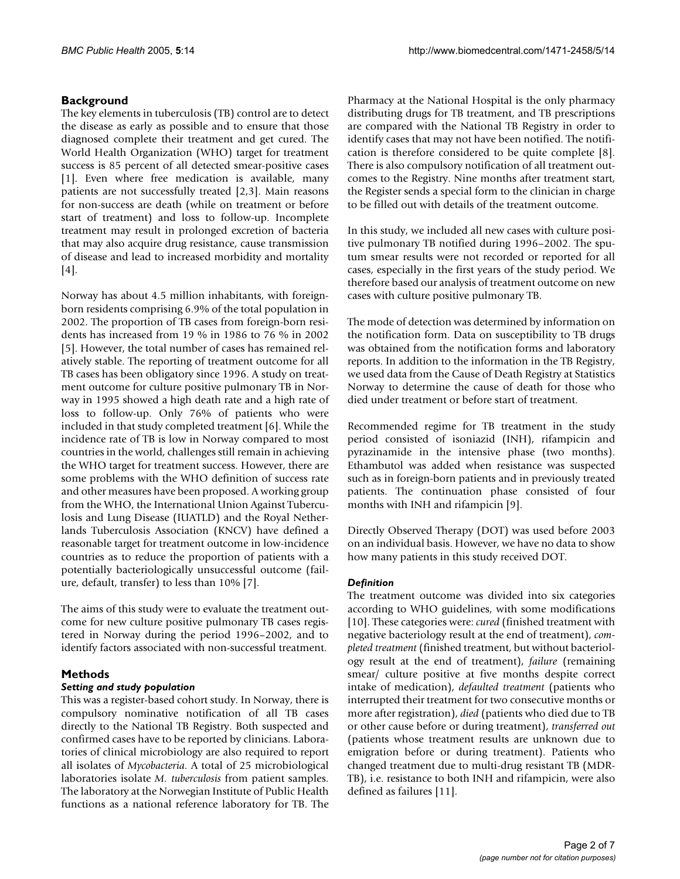## Background

The key elements in tuberculosis (TB) control are to detect the disease as early as possible and to ensure that those diagnosed complete their treatment and get cured. The World Health Organization (WHO) target for treatment success is 85 percent of all detected smear-positive cases [1]. Even where free medication is available, many patients are not successfully treated [2,3]. Main reasons for non-success are death (while on treatment or before start of treatment) and loss to follow-up. Incomplete treatment may result in prolonged excretion of bacteria that may also acquire drug resistance, cause transmission of disease and lead to increased morbidity and mortality [4].

Norway has about 4.5 million inhabitants, with foreign-born residents comprising 6.9% of the total population in 2002. The proportion of TB cases from foreign-born residents has increased from 19 % in 1986 to 76 % in 2002 [5]. However, the total number of cases has remained relatively stable. The reporting of treatment outcome for all TB cases has been obligatory since 1996. A study on treatment outcome for culture positive pulmonary TB in Norway in 1995 showed a high death rate and a high rate of loss to follow-up. Only 76% of patients who were included in that study completed treatment [6]. While the incidence rate of TB is low in Norway compared to most countries in the world, challenges still remain in achieving the WHO target for treatment success. However, there are some problems with the WHO definition of success rate and other measures have been proposed. A working group from the WHO, the International Union Against Tuberculosis and Lung Disease (IUATLD) and the Royal Netherlands Tuberculosis Association (KNCV) have defined a reasonable target for treatment outcome in low-incidence countries as to reduce the proportion of patients with a potentially bacteriologically unsuccessful outcome (failure, default, transfer) to less than 10% [7].

The aims of this study were to evaluate the treatment outcome for new culture positive pulmonary TB cases registered in Norway during the period 1996–2002, and to identify factors associated with non-successful treatment.

## Methods

### *Setting and study population*

This was a register-based cohort study. In Norway, there is compulsory nominative notification of all TB cases directly to the National TB Registry. Both suspected and confirmed cases have to be reported by clinicians. Laboratories of clinical microbiology are also required to report all isolates of *Mycobacteria*. A total of 25 microbiological laboratories isolate *M. tuberculosis* from patient samples. The laboratory at the Norwegian Institute of Public Health functions as a national reference laboratory for TB. The Pharmacy at the National Hospital is the only pharmacy distributing drugs for TB treatment, and TB prescriptions are compared with the National TB Registry in order to identify cases that may not have been notified. The notification is therefore considered to be quite complete [8]. There is also compulsory notification of all treatment outcomes to the Registry. Nine months after treatment start, the Register sends a special form to the clinician in charge to be filled out with details of the treatment outcome.

In this study, we included all new cases with culture positive pulmonary TB notified during 1996–2002. The sputum smear results were not recorded or reported for all cases, especially in the first years of the study period. We therefore based our analysis of treatment outcome on new cases with culture positive pulmonary TB.

The mode of detection was determined by information on the notification form. Data on susceptibility to TB drugs was obtained from the notification forms and laboratory reports. In addition to the information in the TB Registry, we used data from the Cause of Death Registry at Statistics Norway to determine the cause of death for those who died under treatment or before start of treatment.

Recommended regime for TB treatment in the study period consisted of isoniazid (INH), rifampicin and pyrazinamide in the intensive phase (two months). Ethambutol was added when resistance was suspected such as in foreign-born patients and in previously treated patients. The continuation phase consisted of four months with INH and rifampicin [9].

Directly Observed Therapy (DOT) was used before 2003 on an individual basis. However, we have no data to show how many patients in this study received DOT.

### *Definition*

The treatment outcome was divided into six categories according to WHO guidelines, with some modifications [10]. These categories were: *cured* (finished treatment with negative bacteriology result at the end of treatment), *completed treatment* (finished treatment, but without bacteriology result at the end of treatment), *failure* (remaining smear/ culture positive at five months despite correct intake of medication), *defaulted treatment* (patients who interrupted their treatment for two consecutive months or more after registration), *died* (patients who died due to TB or other cause before or during treatment), *transferred out* (patients whose treatment results are unknown due to emigration before or during treatment). Patients who changed treatment due to multi-drug resistant TB (MDR-TB), i.e. resistance to both INH and rifampicin, were also defined as failures [11].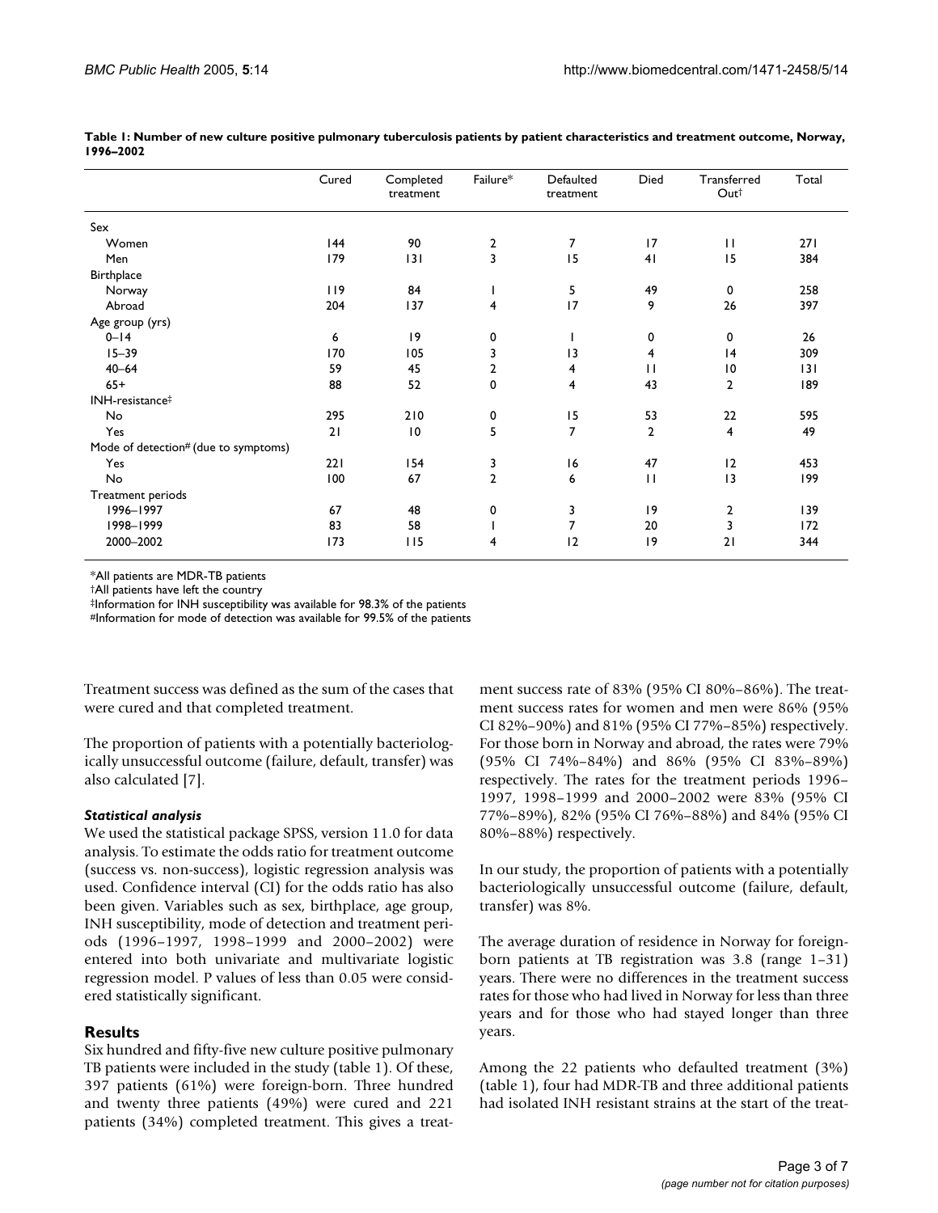**Table 1: Number of new culture positive pulmonary tuberculosis patients by patient characteristics and treatment outcome, Norway, 1996–2002**

| | Cured | Completed treatment | Failure* | Defaulted treatment | Died | Transferred Out† | Total |
|---|---|---|---|---|---|---|---|
| Sex | | | | | | | |
| Women | 144 | 90 | 2 | 7 | 17 | 11 | 271 |
| Men | 179 | 131 | 3 | 15 | 41 | 15 | 384 |
| Birthplace | | | | | | | |
| Norway | 119 | 84 | 1 | 5 | 49 | 0 | 258 |
| Abroad | 204 | 137 | 4 | 17 | 9 | 26 | 397 |
| Age group (yrs) | | | | | | | |
| 0–14 | 6 | 19 | 0 | 1 | 0 | 0 | 26 |
| 15–39 | 170 | 105 | 3 | 13 | 4 | 14 | 309 |
| 40–64 | 59 | 45 | 2 | 4 | 11 | 10 | 131 |
| 65+ | 88 | 52 | 0 | 4 | 43 | 2 | 189 |
| INH-resistance‡ | | | | | | | |
| No | 295 | 210 | 0 | 15 | 53 | 22 | 595 |
| Yes | 21 | 10 | 5 | 7 | 2 | 4 | 49 |
| Mode of detection# (due to symptoms) | | | | | | | |
| Yes | 221 | 154 | 3 | 16 | 47 | 12 | 453 |
| No | 100 | 67 | 2 | 6 | 11 | 13 | 199 |
| Treatment periods | | | | | | | |
| 1996–1997 | 67 | 48 | 0 | 3 | 19 | 2 | 139 |
| 1998–1999 | 83 | 58 | 1 | 7 | 20 | 3 | 172 |
| 2000–2002 | 173 | 115 | 4 | 12 | 19 | 21 | 344 |

*All patients are MDR-TB patients
†All patients have left the country
‡Information for INH susceptibility was available for 98.3% of the patients
#Information for mode of detection was available for 99.5% of the patients

Treatment success was defined as the sum of the cases that were cured and that completed treatment.

The proportion of patients with a potentially bacteriologically unsuccessful outcome (failure, default, transfer) was also calculated [7].

### *Statistical analysis*

We used the statistical package SPSS, version 11.0 for data analysis. To estimate the odds ratio for treatment outcome (success vs. non-success), logistic regression analysis was used. Confidence interval (CI) for the odds ratio has also been given. Variables such as sex, birthplace, age group, INH susceptibility, mode of detection and treatment periods (1996–1997, 1998–1999 and 2000–2002) were entered into both univariate and multivariate logistic regression model. P values of less than 0.05 were considered statistically significant.

## Results

Six hundred and fifty-five new culture positive pulmonary TB patients were included in the study (table 1). Of these, 397 patients (61%) were foreign-born. Three hundred and twenty three patients (49%) were cured and 221 patients (34%) completed treatment. This gives a treatment success rate of 83% (95% CI 80%–86%). The treatment success rates for women and men were 86% (95% CI 82%–90%) and 81% (95% CI 77%–85%) respectively. For those born in Norway and abroad, the rates were 79% (95% CI 74%–84%) and 86% (95% CI 83%–89%) respectively. The rates for the treatment periods 1996–1997, 1998–1999 and 2000–2002 were 83% (95% CI 77%–89%), 82% (95% CI 76%–88%) and 84% (95% CI 80%–88%) respectively.

In our study, the proportion of patients with a potentially bacteriologically unsuccessful outcome (failure, default, transfer) was 8%.

The average duration of residence in Norway for foreign-born patients at TB registration was 3.8 (range 1–31) years. There were no differences in the treatment success rates for those who had lived in Norway for less than three years and for those who had stayed longer than three years.

Among the 22 patients who defaulted treatment (3%) (table 1), four had MDR-TB and three additional patients had isolated INH resistant strains at the start of the treat-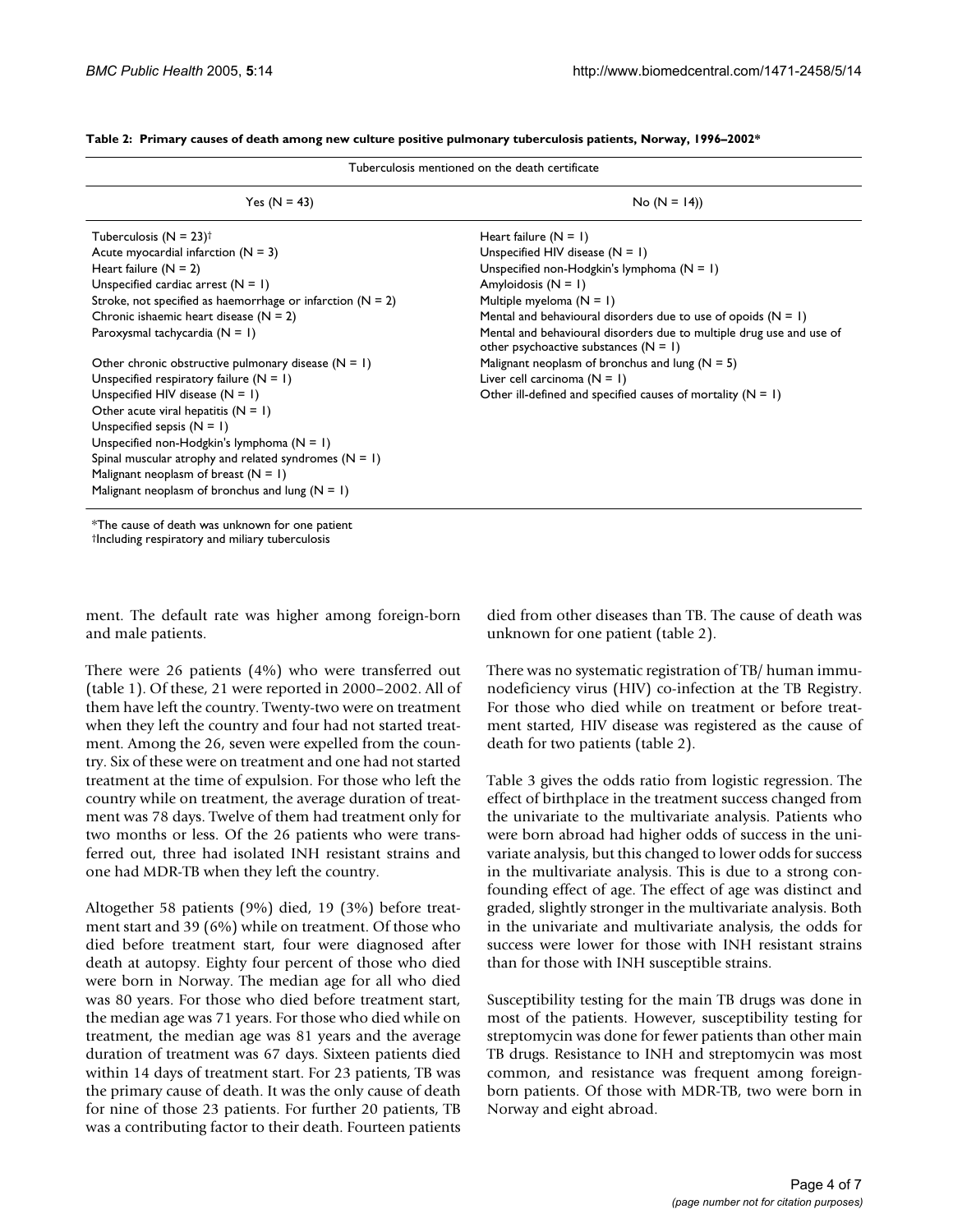**Table 2: Primary causes of death among new culture positive pulmonary tuberculosis patients, Norway, 1996–2002***

| Tuberculosis mentioned on the death certificate | |
|---|---|
| Yes (N = 43) | No (N = 14)) |
| Tuberculosis (N = 23)† | Heart failure (N = 1) |
| Acute myocardial infarction (N = 3) | Unspecified HIV disease (N = 1) |
| Heart failure (N = 2) | Unspecified non-Hodgkin's lymphoma (N = 1) |
| Unspecified cardiac arrest (N = 1) | Amyloidosis (N = 1) |
| Stroke, not specified as haemorrhage or infarction (N = 2) | Multiple myeloma (N = 1) |
| Chronic ishaemic heart disease (N = 2) | Mental and behavioural disorders due to use of opoids (N = 1) |
| Paroxysmal tachycardia (N = 1) | Mental and behavioural disorders due to multiple drug use and use of other psychoactive substances (N = 1) |
| Other chronic obstructive pulmonary disease (N = 1) | Malignant neoplasm of bronchus and lung (N = 5) |
| Unspecified respiratory failure (N = 1) | Liver cell carcinoma (N = 1) |
| Unspecified HIV disease (N = 1) | Other ill-defined and specified causes of mortality (N = 1) |
| Other acute viral hepatitis (N = 1) | |
| Unspecified sepsis (N = 1) | |
| Unspecified non-Hodgkin's lymphoma (N = 1) | |
| Spinal muscular atrophy and related syndromes (N = 1) | |
| Malignant neoplasm of breast (N = 1) | |
| Malignant neoplasm of bronchus and lung (N = 1) | |

*The cause of death was unknown for one patient
†Including respiratory and miliary tuberculosis

ment. The default rate was higher among foreign-born and male patients.

There were 26 patients (4%) who were transferred out (table 1). Of these, 21 were reported in 2000–2002. All of them have left the country. Twenty-two were on treatment when they left the country and four had not started treatment. Among the 26, seven were expelled from the country. Six of these were on treatment and one had not started treatment at the time of expulsion. For those who left the country while on treatment, the average duration of treatment was 78 days. Twelve of them had treatment only for two months or less. Of the 26 patients who were transferred out, three had isolated INH resistant strains and one had MDR-TB when they left the country.

Altogether 58 patients (9%) died, 19 (3%) before treatment start and 39 (6%) while on treatment. Of those who died before treatment start, four were diagnosed after death at autopsy. Eighty four percent of those who died were born in Norway. The median age for all who died was 80 years. For those who died before treatment start, the median age was 71 years. For those who died while on treatment, the median age was 81 years and the average duration of treatment was 67 days. Sixteen patients died within 14 days of treatment start. For 23 patients, TB was the primary cause of death. It was the only cause of death for nine of those 23 patients. For further 20 patients, TB was a contributing factor to their death. Fourteen patients died from other diseases than TB. The cause of death was unknown for one patient (table 2).

There was no systematic registration of TB/ human immunodeficiency virus (HIV) co-infection at the TB Registry. For those who died while on treatment or before treatment started, HIV disease was registered as the cause of death for two patients (table 2).

Table 3 gives the odds ratio from logistic regression. The effect of birthplace in the treatment success changed from the univariate to the multivariate analysis. Patients who were born abroad had higher odds of success in the univariate analysis, but this changed to lower odds for success in the multivariate analysis. This is due to a strong confounding effect of age. The effect of age was distinct and graded, slightly stronger in the multivariate analysis. Both in the univariate and multivariate analysis, the odds for success were lower for those with INH resistant strains than for those with INH susceptible strains.

Susceptibility testing for the main TB drugs was done in most of the patients. However, susceptibility testing for streptomycin was done for fewer patients than other main TB drugs. Resistance to INH and streptomycin was most common, and resistance was frequent among foreign-born patients. Of those with MDR-TB, two were born in Norway and eight abroad.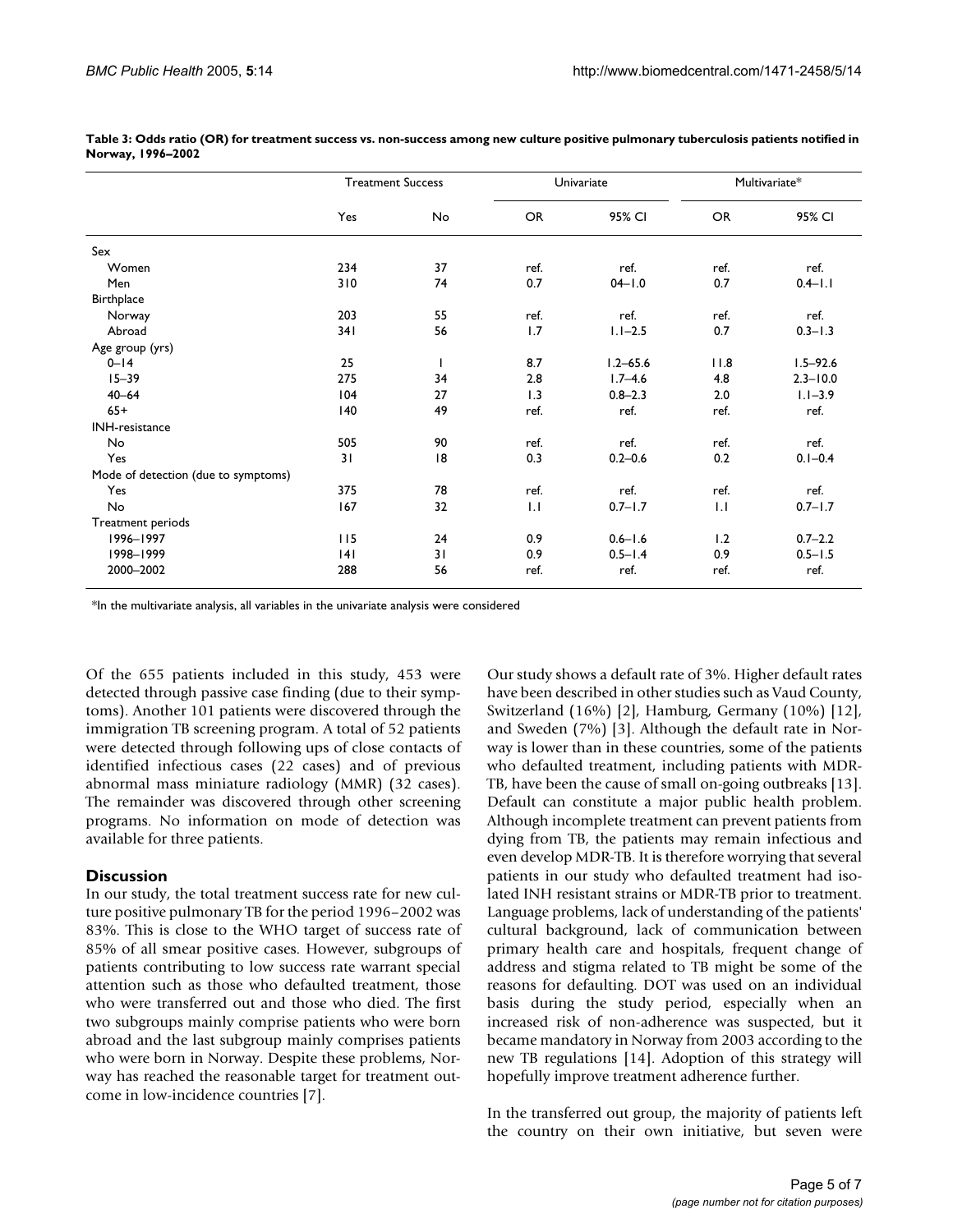**Table 3: Odds ratio (OR) for treatment success vs. non-success among new culture positive pulmonary tuberculosis patients notified in Norway, 1996–2002**

| | Treatment Success | | Univariate | | Multivariate* | |
|---|---|---|---|---|---|---|
| | Yes | No | OR | 95% CI | OR | 95% CI |
| Sex | | | | | | |
| Women | 234 | 37 | ref. | ref. | ref. | ref. |
| Men | 310 | 74 | 0.7 | 04–1.0 | 0.7 | 0.4–1.1 |
| Birthplace | | | | | | |
| Norway | 203 | 55 | ref. | ref. | ref. | ref. |
| Abroad | 341 | 56 | 1.7 | 1.1–2.5 | 0.7 | 0.3–1.3 |
| Age group (yrs) | | | | | | |
| 0–14 | 25 | 1 | 8.7 | 1.2–65.6 | 11.8 | 1.5–92.6 |
| 15–39 | 275 | 34 | 2.8 | 1.7–4.6 | 4.8 | 2.3–10.0 |
| 40–64 | 104 | 27 | 1.3 | 0.8–2.3 | 2.0 | 1.1–3.9 |
| 65+ | 140 | 49 | ref. | ref. | ref. | ref. |
| INH-resistance | | | | | | |
| No | 505 | 90 | ref. | ref. | ref. | ref. |
| Yes | 31 | 18 | 0.3 | 0.2–0.6 | 0.2 | 0.1–0.4 |
| Mode of detection (due to symptoms) | | | | | | |
| Yes | 375 | 78 | ref. | ref. | ref. | ref. |
| No | 167 | 32 | 1.1 | 0.7–1.7 | 1.1 | 0.7–1.7 |
| Treatment periods | | | | | | |
| 1996–1997 | 115 | 24 | 0.9 | 0.6–1.6 | 1.2 | 0.7–2.2 |
| 1998–1999 | 141 | 31 | 0.9 | 0.5–1.4 | 0.9 | 0.5–1.5 |
| 2000–2002 | 288 | 56 | ref. | ref. | ref. | ref. |

*In the multivariate analysis, all variables in the univariate analysis were considered

Of the 655 patients included in this study, 453 were detected through passive case finding (due to their symptoms). Another 101 patients were discovered through the immigration TB screening program. A total of 52 patients were detected through following ups of close contacts of identified infectious cases (22 cases) and of previous abnormal mass miniature radiology (MMR) (32 cases). The remainder was discovered through other screening programs. No information on mode of detection was available for three patients.

## Discussion

In our study, the total treatment success rate for new culture positive pulmonary TB for the period 1996–2002 was 83%. This is close to the WHO target of success rate of 85% of all smear positive cases. However, subgroups of patients contributing to low success rate warrant special attention such as those who defaulted treatment, those who were transferred out and those who died. The first two subgroups mainly comprise patients who were born abroad and the last subgroup mainly comprises patients who were born in Norway. Despite these problems, Norway has reached the reasonable target for treatment outcome in low-incidence countries [7].

Our study shows a default rate of 3%. Higher default rates have been described in other studies such as Vaud County, Switzerland (16%) [2], Hamburg, Germany (10%) [12], and Sweden (7%) [3]. Although the default rate in Norway is lower than in these countries, some of the patients who defaulted treatment, including patients with MDR-TB, have been the cause of small on-going outbreaks [13]. Default can constitute a major public health problem. Although incomplete treatment can prevent patients from dying from TB, the patients may remain infectious and even develop MDR-TB. It is therefore worrying that several patients in our study who defaulted treatment had isolated INH resistant strains or MDR-TB prior to treatment. Language problems, lack of understanding of the patients' cultural background, lack of communication between primary health care and hospitals, frequent change of address and stigma related to TB might be some of the reasons for defaulting. DOT was used on an individual basis during the study period, especially when an increased risk of non-adherence was suspected, but it became mandatory in Norway from 2003 according to the new TB regulations [14]. Adoption of this strategy will hopefully improve treatment adherence further.

In the transferred out group, the majority of patients left the country on their own initiative, but seven were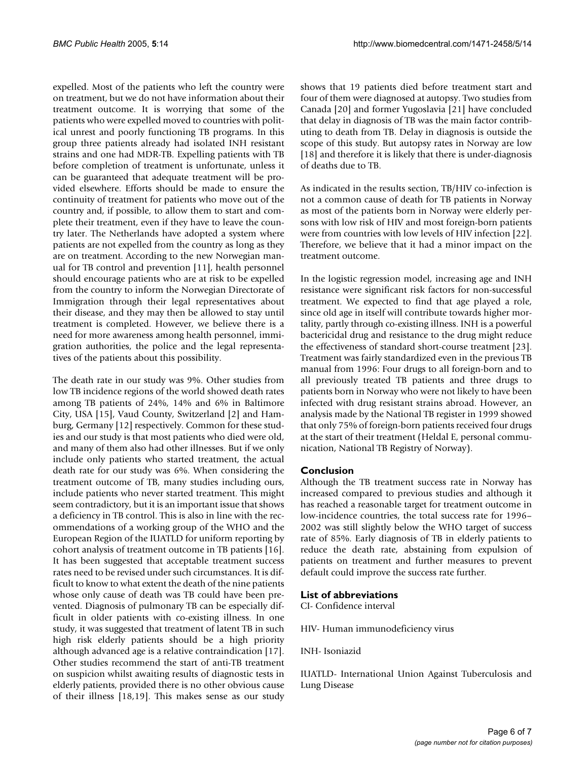expelled. Most of the patients who left the country were on treatment, but we do not have information about their treatment outcome. It is worrying that some of the patients who were expelled moved to countries with political unrest and poorly functioning TB programs. In this group three patients already had isolated INH resistant strains and one had MDR-TB. Expelling patients with TB before completion of treatment is unfortunate, unless it can be guaranteed that adequate treatment will be provided elsewhere. Efforts should be made to ensure the continuity of treatment for patients who move out of the country and, if possible, to allow them to start and complete their treatment, even if they have to leave the country later. The Netherlands have adopted a system where patients are not expelled from the country as long as they are on treatment. According to the new Norwegian manual for TB control and prevention [11], health personnel should encourage patients who are at risk to be expelled from the country to inform the Norwegian Directorate of Immigration through their legal representatives about their disease, and they may then be allowed to stay until treatment is completed. However, we believe there is a need for more awareness among health personnel, immigration authorities, the police and the legal representatives of the patients about this possibility.

The death rate in our study was 9%. Other studies from low TB incidence regions of the world showed death rates among TB patients of 24%, 14% and 6% in Baltimore City, USA [15], Vaud County, Switzerland [2] and Hamburg, Germany [12] respectively. Common for these studies and our study is that most patients who died were old, and many of them also had other illnesses. But if we only include only patients who started treatment, the actual death rate for our study was 6%. When considering the treatment outcome of TB, many studies including ours, include patients who never started treatment. This might seem contradictory, but it is an important issue that shows a deficiency in TB control. This is also in line with the recommendations of a working group of the WHO and the European Region of the IUATLD for uniform reporting by cohort analysis of treatment outcome in TB patients [16]. It has been suggested that acceptable treatment success rates need to be revised under such circumstances. It is difficult to know to what extent the death of the nine patients whose only cause of death was TB could have been prevented. Diagnosis of pulmonary TB can be especially difficult in older patients with co-existing illness. In one study, it was suggested that treatment of latent TB in such high risk elderly patients should be a high priority although advanced age is a relative contraindication [17]. Other studies recommend the start of anti-TB treatment on suspicion whilst awaiting results of diagnostic tests in elderly patients, provided there is no other obvious cause of their illness [18,19]. This makes sense as our study shows that 19 patients died before treatment start and four of them were diagnosed at autopsy. Two studies from Canada [20] and former Yugoslavia [21] have concluded that delay in diagnosis of TB was the main factor contributing to death from TB. Delay in diagnosis is outside the scope of this study. But autopsy rates in Norway are low [18] and therefore it is likely that there is under-diagnosis of deaths due to TB.

As indicated in the results section, TB/HIV co-infection is not a common cause of death for TB patients in Norway as most of the patients born in Norway were elderly persons with low risk of HIV and most foreign-born patients were from countries with low levels of HIV infection [22]. Therefore, we believe that it had a minor impact on the treatment outcome.

In the logistic regression model, increasing age and INH resistance were significant risk factors for non-successful treatment. We expected to find that age played a role, since old age in itself will contribute towards higher mortality, partly through co-existing illness. INH is a powerful bactericidal drug and resistance to the drug might reduce the effectiveness of standard short-course treatment [23]. Treatment was fairly standardized even in the previous TB manual from 1996: Four drugs to all foreign-born and to all previously treated TB patients and three drugs to patients born in Norway who were not likely to have been infected with drug resistant strains abroad. However, an analysis made by the National TB register in 1999 showed that only 75% of foreign-born patients received four drugs at the start of their treatment (Heldal E, personal communication, National TB Registry of Norway).

## Conclusion

Although the TB treatment success rate in Norway has increased compared to previous studies and although it has reached a reasonable target for treatment outcome in low-incidence countries, the total success rate for 1996–2002 was still slightly below the WHO target of success rate of 85%. Early diagnosis of TB in elderly patients to reduce the death rate, abstaining from expulsion of patients on treatment and further measures to prevent default could improve the success rate further.

## List of abbreviations

CI- Confidence interval

HIV- Human immunodeficiency virus

INH- Isoniazid

IUATLD- International Union Against Tuberculosis and Lung Disease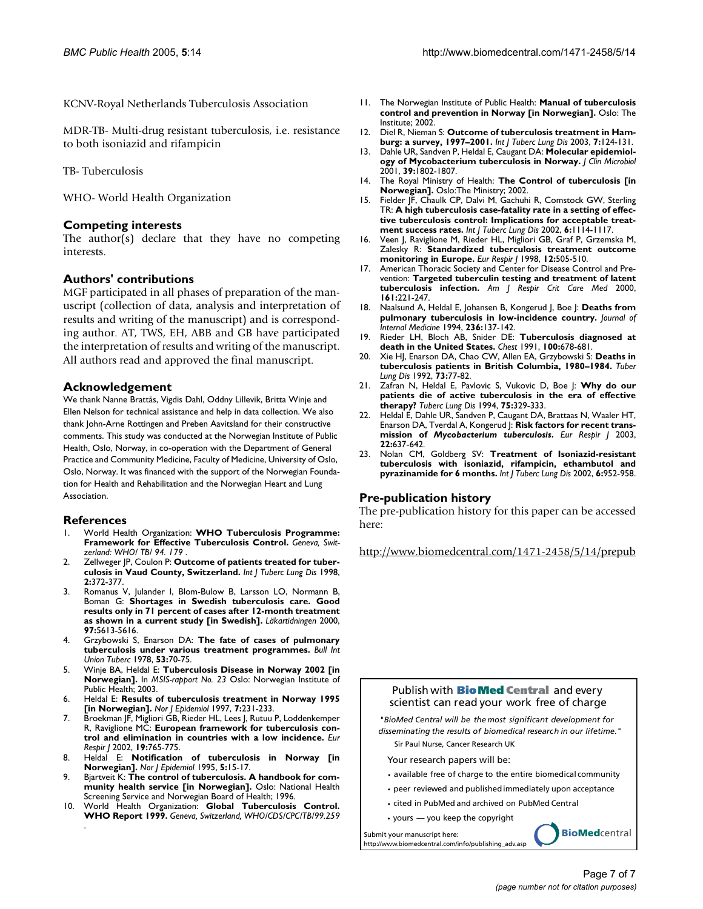KCNV-Royal Netherlands Tuberculosis Association

MDR-TB- Multi-drug resistant tuberculosis, i.e. resistance to both isoniazid and rifampicin

TB- Tuberculosis

WHO- World Health Organization

## Competing interests

The author(s) declare that they have no competing interests.

## Authors' contributions

MGF participated in all phases of preparation of the manuscript (collection of data, analysis and interpretation of results and writing of the manuscript) and is corresponding author. AT, TWS, EH, ABB and GB have participated the interpretation of results and writing of the manuscript. All authors read and approved the final manuscript.

## Acknowledgement

We thank Nanne Brattås, Vigdis Dahl, Oddny Lillevik, Britta Winje and Ellen Nelson for technical assistance and help in data collection. We also thank John-Arne Rottingen and Preben Aavitsland for their constructive comments. This study was conducted at the Norwegian Institute of Public Health, Oslo, Norway, in co-operation with the Department of General Practice and Community Medicine, Faculty of Medicine, University of Oslo, Oslo, Norway. It was financed with the support of the Norwegian Foundation for Health and Rehabilitation and the Norwegian Heart and Lung Association.

## References

1. World Health Organization: **WHO Tuberculosis Programme: Framework for Effective Tuberculosis Control.** *Geneva, Switzerland: WHO/ TB/ 94. 179* .
2. Zellweger JP, Coulon P: **Outcome of patients treated for tuberculosis in Vaud County, Switzerland.** *Int J Tuberc Lung Dis* 1998, **2:**372-377.
3. Romanus V, Julander I, Blom-Bulow B, Larsson LO, Normann B, Boman G: **Shortages in Swedish tuberculosis care. Good results only in 71 percent of cases after 12-month treatment as shown in a current study [in Swedish].** *Läkartidningen* 2000, **97:**5613-5616.
4. Grzybowski S, Enarson DA: **The fate of cases of pulmonary tuberculosis under various treatment programmes.** *Bull Int Union Tuberc* 1978, **53:**70-75.
5. Winje BA, Heldal E: **Tuberculosis Disease in Norway 2002 [in Norwegian].** In *MSIS-rapport No. 23* Oslo: Norwegian Institute of Public Health; 2003.
6. Heldal E: **Results of tuberculosis treatment in Norway 1995 [in Norwegian].** *Nor J Epidemiol* 1997, **7:**231-233.
7. Broekman JF, Migliori GB, Rieder HL, Lees J, Rutuu P, Loddenkemper R, Raviglione MC: **European framework for tuberculosis control and elimination in countries with a low incidence.** *Eur Respir J* 2002, **19:**765-775.
8. Heldal E: **Notification of tuberculosis in Norway [in Norwegian].** *Nor J Epidemiol* 1995, **5:**15-17.
9. Bjartveit K: **The control of tuberculosis. A handbook for community health service [in Norwegian].** Oslo: National Health Screening Service and Norwegian Board of Health; 1996.
10. World Health Organization: **Global Tuberculosis Control. WHO Report 1999.** *Geneva, Switzerland, WHO/CDS/CPC/TB/99.259* .
11. The Norwegian Institute of Public Health: **Manual of tuberculosis control and prevention in Norway [in Norwegian].** Oslo: The Institute; 2002.
12. Diel R, Nieman S: **Outcome of tuberculosis treatment in Hamburg: a survey, 1997–2001.** *Int J Tuberc Lung Dis* 2003, **7:**124-131.
13. Dahle UR, Sandven P, Heldal E, Caugant DA: **Molecular epidemiology of Mycobacterium tuberculosis in Norway.** *J Clin Microbiol* 2001, **39:**1802-1807.
14. The Royal Ministry of Health: **The Control of tuberculosis [in Norwegian].** Oslo:The Ministry; 2002.
15. Fielder JF, Chaulk CP, Dalvi M, Gachuhi R, Comstock GW, Sterling TR: **A high tuberculosis case-fatality rate in a setting of effective tuberculosis control: Implications for acceptable treatment success rates.** *Int J Tuberc Lung Dis* 2002, **6:**1114-1117.
16. Veen J, Raviglione M, Rieder HL, Migliori GB, Graf P, Grzemska M, Zalesky R: **Standardized tuberculosis treatment outcome monitoring in Europe.** *Eur Respir J* 1998, **12:**505-510.
17. American Thoracic Society and Center for Disease Control and Prevention: **Targeted tuberculin testing and treatment of latent tuberculosis infection.** *Am J Respir Crit Care Med* 2000, **161:**221-247.
18. Naalsund A, Heldal E, Johansen B, Kongerud J, Boe J: **Deaths from pulmonary tuberculosis in low-incidence country.** *Journal of Internal Medicine* 1994, **236:**137-142.
19. Rieder LH, Bloch AB, Snider DE: **Tuberculosis diagnosed at death in the United States.** *Chest* 1991, **100:**678-681.
20. Xie HJ, Enarson DA, Chao CW, Allen EA, Grzybowski S: **Deaths in tuberculosis patients in British Columbia, 1980–1984.** *Tuber Lung Dis* 1992, **73:**77-82.
21. Zafran N, Heldal E, Pavlovic S, Vukovic D, Boe J: **Why do our patients die of active tuberculosis in the era of effective therapy?** *Tuberc Lung Dis* 1994, **75:**329-333.
22. Heldal E, Dahle UR, Sandven P, Caugant DA, Brattaas N, Waaler HT, Enarson DA, Tverdal A, Kongerud J: **Risk factors for recent transmission of *Mycobacterium tuberculosis*.** *Eur Respir J* 2003, **22:**637-642.
23. Nolan CM, Goldberg SV: **Treatment of Isoniazid-resistant tuberculosis with isoniazid, rifampicin, ethambutol and pyrazinamide for 6 months.** *Int J Tuberc Lung Dis* 2002, **6:**952-958.

## Pre-publication history

The pre-publication history for this paper can be accessed here:

http://www.biomedcentral.com/1471-2458/5/14/prepub

Publish with **BioMed Central** and every scientist can read your work free of charge

*"BioMed Central will be the most significant development for disseminating the results of biomedical research in our lifetime."*

Sir Paul Nurse, Cancer Research UK

Your research papers will be:

- available free of charge to the entire biomedical community
- peer reviewed and published immediately upon acceptance
- cited in PubMed and archived on PubMed Central
- yours — you keep the copyright

Submit your manuscript here:
http://www.biomedcentral.com/info/publishing_adv.asp

BioMedcentral